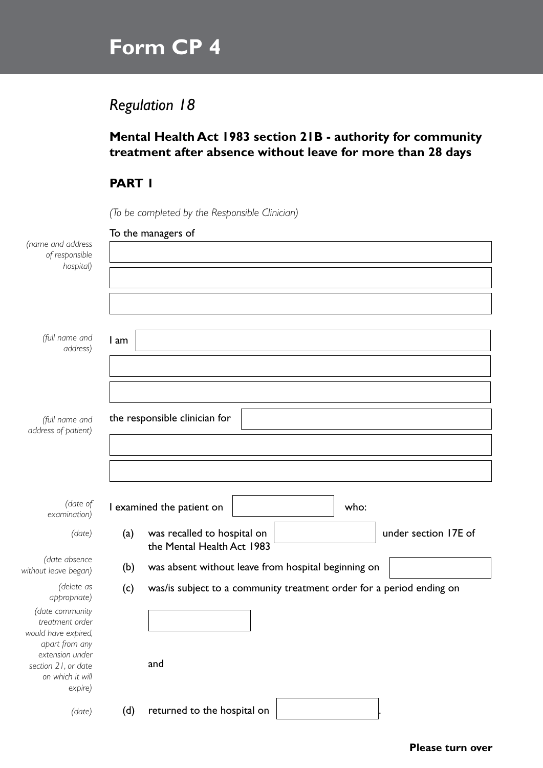# Form CP 4

## *Regulation 18*

### Mental Health Act 1983 section 21B - authority for community treatment after absence without leave for more than 28 days

### PART 1

*(To be completed by the Responsible Clinician)*

To the managers of

*(name and address of responsible hospital)*

I am

*(full name and address)*

the responsible clinician for

*(full name and address of patient)*

I examined the patient on *(date of examination)* who:

(a) was recalled to hospital on *(date)* under section 17E of the Mental Health Act 1983

(b) was absent without leave from hospital beginning on *(date absence without leave began)*

(c) was/is subject to a community treatment order for a period ending on *(delete as appropriate)*

*(date community treatment order would have expired, apart from any extension under section 21, or date on which it will expire)*

and

(d) returned to the hospital on *(date)*.

**Please turn over**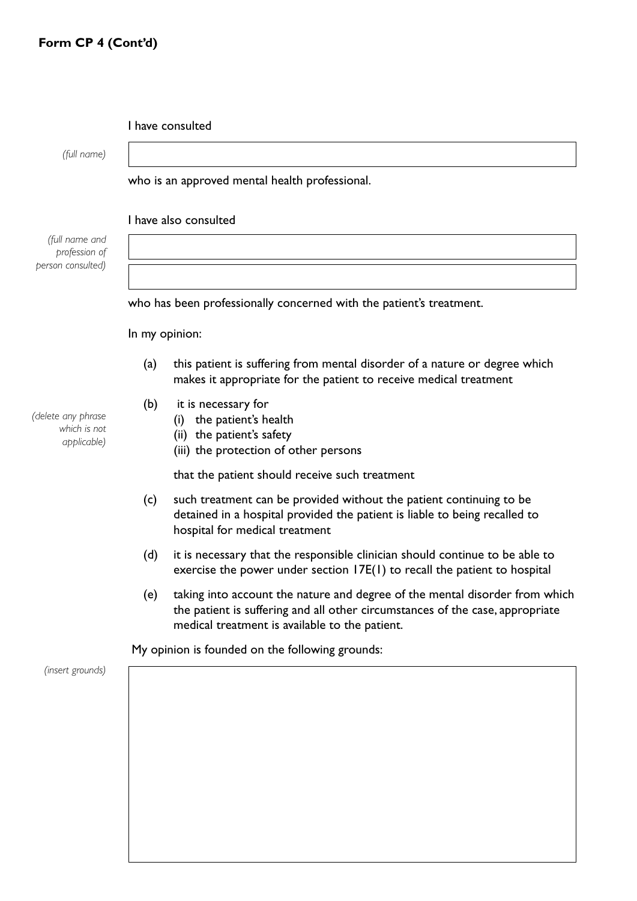**Form CP 4 (Cont'd)**

I have consulted

*(full name)*

\_\_\_\_\_\_\_\_\_\_\_\_\_\_\_\_\_\_\_\_\_\_\_\_\_\_\_\_\_\_\_\_\_\_\_\_\_\_\_\_

who is an approved mental health professional.

I have also consulted

*(full name and profession of person consulted)*

\_\_\_\_\_\_\_\_\_\_\_\_\_\_\_\_\_\_\_\_\_\_\_\_\_\_\_\_\_\_\_\_\_\_\_\_\_\_\_\_

\_\_\_\_\_\_\_\_\_\_\_\_\_\_\_\_\_\_\_\_\_\_\_\_\_\_\_\_\_\_\_\_\_\_\_\_\_\_\_\_

who has been professionally concerned with the patient's treatment.

In my opinion:

(a) this patient is suffering from mental disorder of a nature or degree which makes it appropriate for the patient to receive medical treatment

(b) it is necessary for

*(delete any phrase which is not applicable)*

   (i) the patient's health
   (ii) the patient's safety
   (iii) the protection of other persons

   that the patient should receive such treatment

(c) such treatment can be provided without the patient continuing to be detained in a hospital provided the patient is liable to being recalled to hospital for medical treatment

(d) it is necessary that the responsible clinician should continue to be able to exercise the power under section 17E(1) to recall the patient to hospital

(e) taking into account the nature and degree of the mental disorder from which the patient is suffering and all other circumstances of the case, appropriate medical treatment is available to the patient.

My opinion is founded on the following grounds:

*(insert grounds)*

\_\_\_\_\_\_\_\_\_\_\_\_\_\_\_\_\_\_\_\_\_\_\_\_\_\_\_\_\_\_\_\_\_\_\_\_\_\_\_\_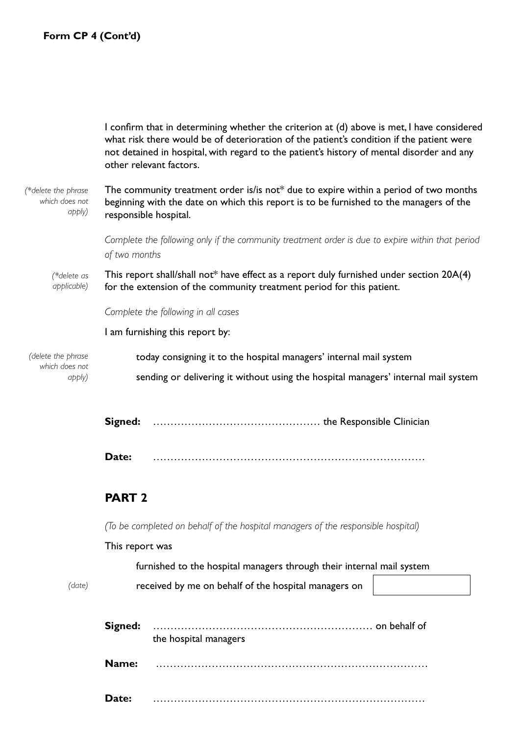**Form CP 4 (Cont'd)**

I confirm that in determining whether the criterion at (d) above is met, I have considered what risk there would be of deterioration of the patient's condition if the patient were not detained in hospital, with regard to the patient's history of mental disorder and any other relevant factors.

*(\*delete the phrase which does not apply)*

The community treatment order is/is not* due to expire within a period of two months beginning with the date on which this report is to be furnished to the managers of the responsible hospital.

*Complete the following only if the community treatment order is due to expire within that period of two months*

*(\*delete as applicable)*

This report shall/shall not* have effect as a report duly furnished under section 20A(4) for the extension of the community treatment period for this patient.

*Complete the following in all cases*

I am furnishing this report by:

*(delete the phrase which does not apply)*

today consigning it to the hospital managers' internal mail system

sending or delivering it without using the hospital managers' internal mail system

**Signed:** ………………………………………… the Responsible Clinician

**Date:** ……………………………………………………………………

## PART 2

*(To be completed on behalf of the hospital managers of the responsible hospital)*

This report was

furnished to the hospital managers through their internal mail system

*(date)* received by me on behalf of the hospital managers on [ ]

**Signed:** ……………………………………………………… on behalf of the hospital managers

**Name:** ……………………………………………………………………

**Date:** ……………………………………………………………………